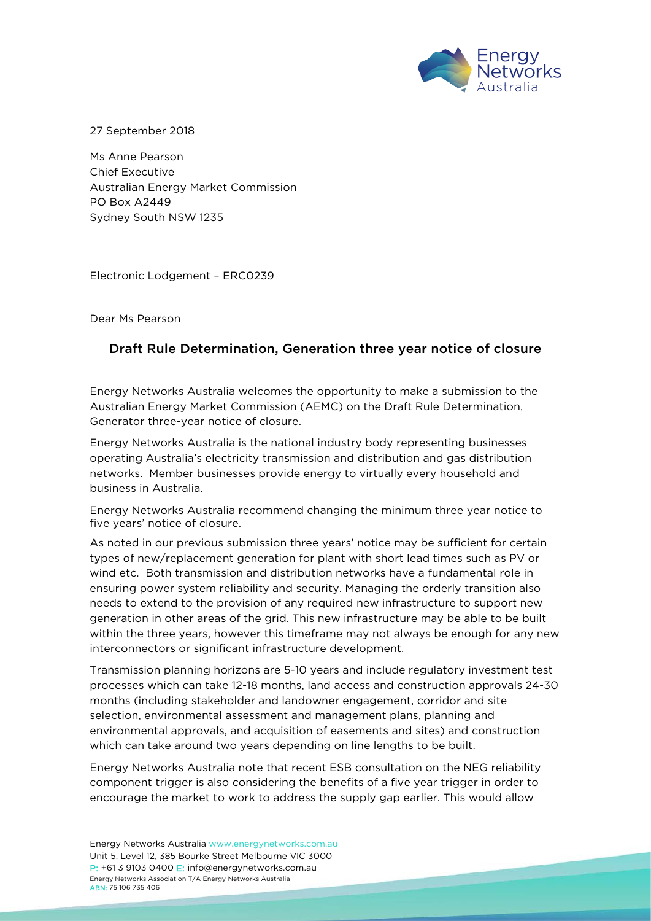27 September 2018

Ms Anne Pearson
Chief Executive
Australian Energy Market Commission
PO Box A2449
Sydney South NSW 1235

Electronic Lodgement – ERC0239

Dear Ms Pearson

## Draft Rule Determination, Generation three year notice of closure

Energy Networks Australia welcomes the opportunity to make a submission to the Australian Energy Market Commission (AEMC) on the Draft Rule Determination, Generator three-year notice of closure.

Energy Networks Australia is the national industry body representing businesses operating Australia's electricity transmission and distribution and gas distribution networks. Member businesses provide energy to virtually every household and business in Australia.

Energy Networks Australia recommend changing the minimum three year notice to five years' notice of closure.

As noted in our previous submission three years' notice may be sufficient for certain types of new/replacement generation for plant with short lead times such as PV or wind etc. Both transmission and distribution networks have a fundamental role in ensuring power system reliability and security. Managing the orderly transition also needs to extend to the provision of any required new infrastructure to support new generation in other areas of the grid. This new infrastructure may be able to be built within the three years, however this timeframe may not always be enough for any new interconnectors or significant infrastructure development.

Transmission planning horizons are 5-10 years and include regulatory investment test processes which can take 12-18 months, land access and construction approvals 24-30 months (including stakeholder and landowner engagement, corridor and site selection, environmental assessment and management plans, planning and environmental approvals, and acquisition of easements and sites) and construction which can take around two years depending on line lengths to be built.

Energy Networks Australia note that recent ESB consultation on the NEG reliability component trigger is also considering the benefits of a five year trigger in order to encourage the market to work to address the supply gap earlier. This would allow

Energy Networks Australia www.energynetworks.com.au
Unit 5, Level 12, 385 Bourke Street Melbourne VIC 3000
P: +61 3 9103 0400 E: info@energynetworks.com.au
Energy Networks Association T/A Energy Networks Australia
ABN: 75 106 735 406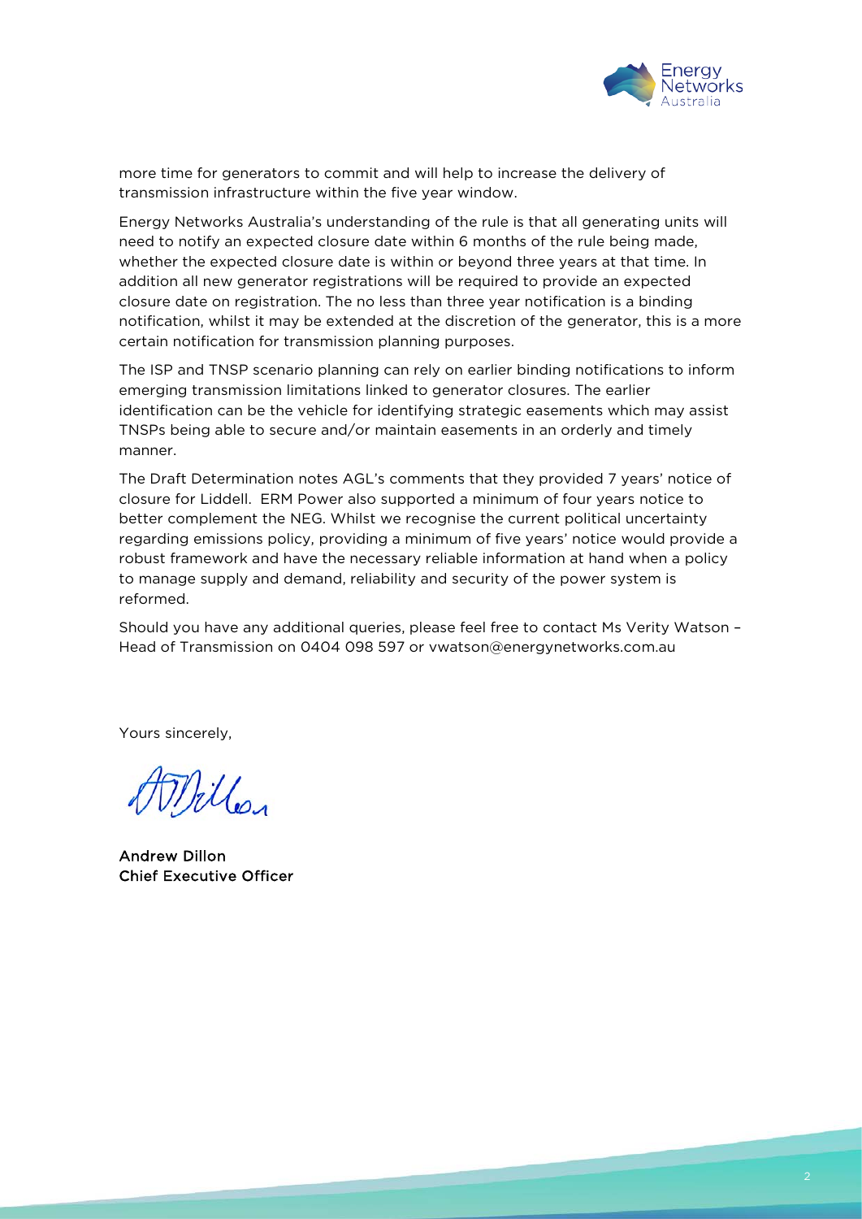more time for generators to commit and will help to increase the delivery of transmission infrastructure within the five year window.

Energy Networks Australia's understanding of the rule is that all generating units will need to notify an expected closure date within 6 months of the rule being made, whether the expected closure date is within or beyond three years at that time. In addition all new generator registrations will be required to provide an expected closure date on registration. The no less than three year notification is a binding notification, whilst it may be extended at the discretion of the generator, this is a more certain notification for transmission planning purposes.

The ISP and TNSP scenario planning can rely on earlier binding notifications to inform emerging transmission limitations linked to generator closures. The earlier identification can be the vehicle for identifying strategic easements which may assist TNSPs being able to secure and/or maintain easements in an orderly and timely manner.

The Draft Determination notes AGL's comments that they provided 7 years' notice of closure for Liddell. ERM Power also supported a minimum of four years notice to better complement the NEG. Whilst we recognise the current political uncertainty regarding emissions policy, providing a minimum of five years' notice would provide a robust framework and have the necessary reliable information at hand when a policy to manage supply and demand, reliability and security of the power system is reformed.

Should you have any additional queries, please feel free to contact Ms Verity Watson – Head of Transmission on 0404 098 597 or vwatson@energynetworks.com.au

Yours sincerely,

**Andrew Dillon**
**Chief Executive Officer**